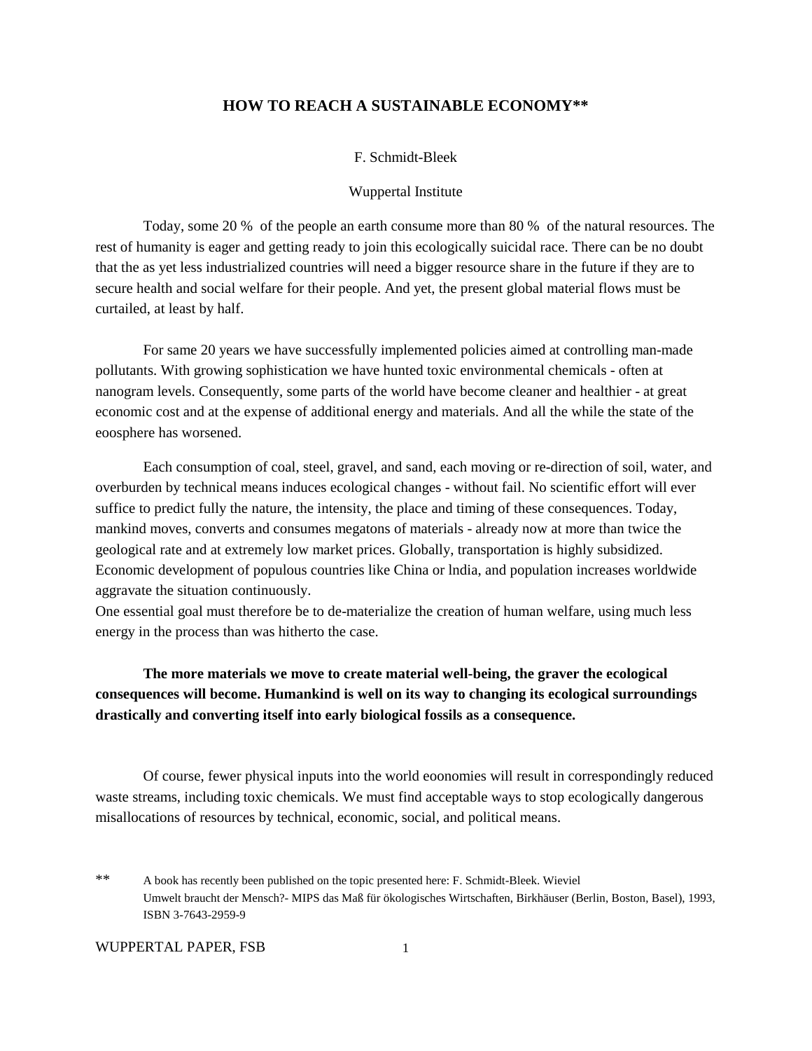# HOW TO REACH A SUSTAINABLE ECONOMY**

F. Schmidt-Bleek

Wuppertal Institute

Today, some 20 % of the people an earth consume more than 80 % of the natural resources. The rest of humanity is eager and getting ready to join this ecologically suicidal race. There can be no doubt that the as yet less industrialized countries will need a bigger resource share in the future if they are to secure health and social welfare for their people. And yet, the present global material flows must be curtailed, at least by half.

For same 20 years we have successfully implemented policies aimed at controlling man-made pollutants. With growing sophistication we have hunted toxic environmental chemicals - often at nanogram levels. Consequently, some parts of the world have become cleaner and healthier - at great economic cost and at the expense of additional energy and materials. And all the while the state of the eoosphere has worsened.

Each consumption of coal, steel, gravel, and sand, each moving or re-direction of soil, water, and overburden by technical means induces ecological changes - without fail. No scientific effort will ever suffice to predict fully the nature, the intensity, the place and timing of these consequences. Today, mankind moves, converts and consumes megatons of materials - already now at more than twice the geological rate and at extremely low market prices. Globally, transportation is highly subsidized. Economic development of populous countries like China or lndia, and population increases worldwide aggravate the situation continuously.
One essential goal must therefore be to de-materialize the creation of human welfare, using much less energy in the process than was hitherto the case.

**The more materials we move to create material well-being, the graver the ecological consequences will become. Humankind is well on its way to changing its ecological surroundings drastically and converting itself into early biological fossils as a consequence.**

Of course, fewer physical inputs into the world eoonomies will result in correspondingly reduced waste streams, including toxic chemicals. We must find acceptable ways to stop ecologically dangerous misallocations of resources by technical, economic, social, and political means.

** A book has recently been published on the topic presented here: F. Schmidt-Bleek. Wieviel Umwelt braucht der Mensch?- MIPS das Maß für ökologisches Wirtschaften, Birkhäuser (Berlin, Boston, Basel), 1993, ISBN 3-7643-2959-9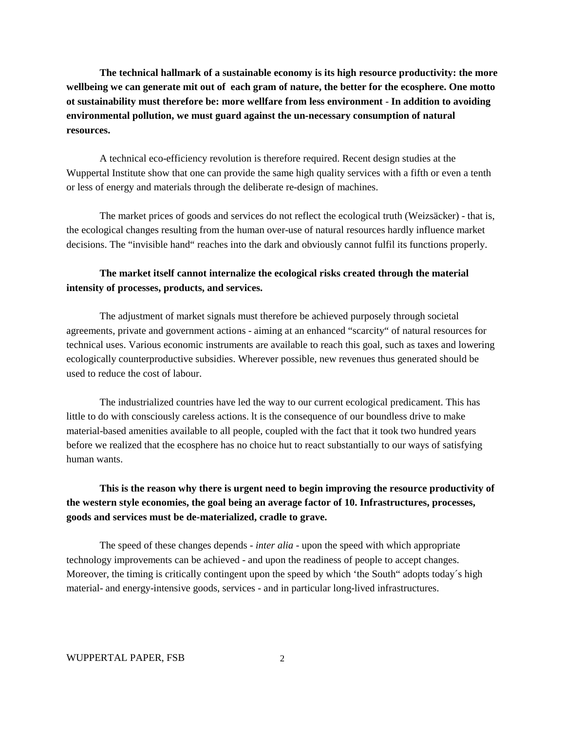**The technical hallmark of a sustainable economy is its high resource productivity: the more wellbeing we can generate mit out of each gram of nature, the better for the ecosphere. One motto ot sustainability must therefore be: more wellfare from less environment - In addition to avoiding environmental pollution, we must guard against the un-necessary consumption of natural resources.**

A technical eco-efficiency revolution is therefore required. Recent design studies at the Wuppertal Institute show that one can provide the same high quality services with a fifth or even a tenth or less of energy and materials through the deliberate re-design of machines.

The market prices of goods and services do not reflect the ecological truth (Weizsäcker) - that is, the ecological changes resulting from the human over-use of natural resources hardly influence market decisions. The "invisible hand" reaches into the dark and obviously cannot fulfil its functions properly.

**The market itself cannot internalize the ecological risks created through the material intensity of processes, products, and services.**

The adjustment of market signals must therefore be achieved purposely through societal agreements, private and government actions - aiming at an enhanced "scarcity" of natural resources for technical uses. Various economic instruments are available to reach this goal, such as taxes and lowering ecologically counterproductive subsidies. Wherever possible, new revenues thus generated should be used to reduce the cost of labour.

The industrialized countries have led the way to our current ecological predicament. This has little to do with consciously careless actions. lt is the consequence of our boundless drive to make material-based amenities available to all people, coupled with the fact that it took two hundred years before we realized that the ecosphere has no choice hut to react substantially to our ways of satisfying human wants.

**This is the reason why there is urgent need to begin improving the resource productivity of the western style economies, the goal being an average factor of 10. Infrastructures, processes, goods and services must be de-materialized, cradle to grave.**

The speed of these changes depends - *inter alia* - upon the speed with which appropriate technology improvements can be achieved - and upon the readiness of people to accept changes. Moreover, the timing is critically contingent upon the speed by which 'the South" adopts today´s high material- and energy-intensive goods, services - and in particular long-lived infrastructures.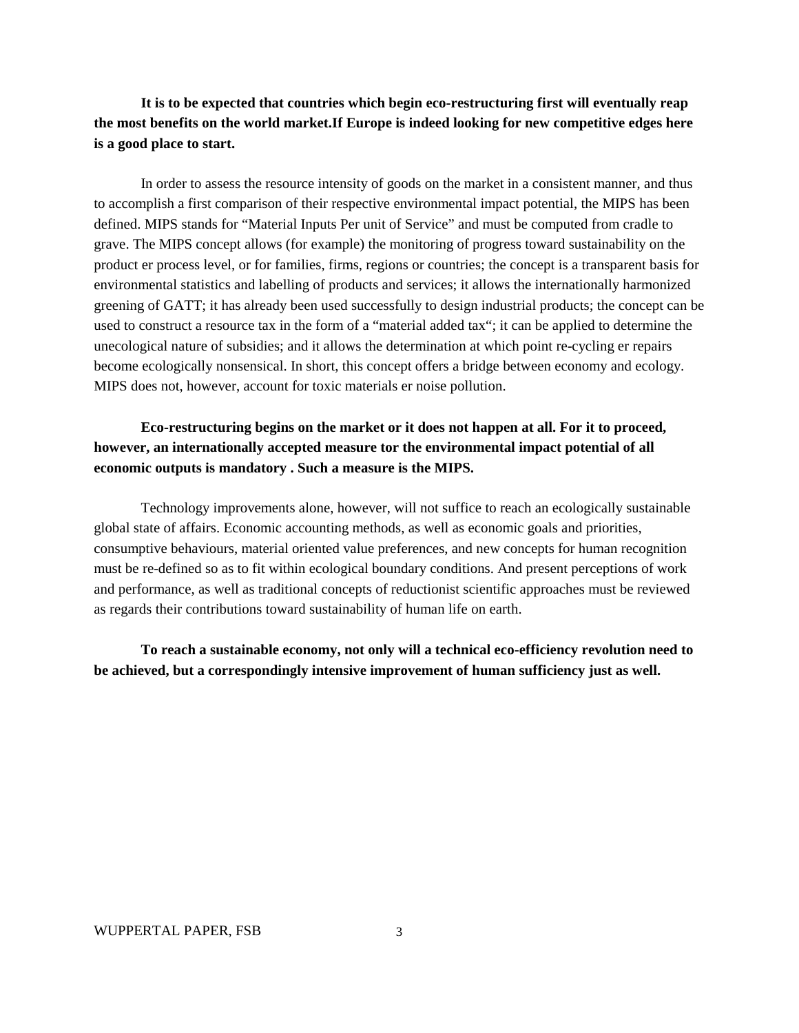**It is to be expected that countries which begin eco-restructuring first will eventually reap the most benefits on the world market.If Europe is indeed looking for new competitive edges here is a good place to start.**

In order to assess the resource intensity of goods on the market in a consistent manner, and thus to accomplish a first comparison of their respective environmental impact potential, the MIPS has been defined. MIPS stands for "Material Inputs Per unit of Service" and must be computed from cradle to grave. The MIPS concept allows (for example) the monitoring of progress toward sustainability on the product er process level, or for families, firms, regions or countries; the concept is a transparent basis for environmental statistics and labelling of products and services; it allows the internationally harmonized greening of GATT; it has already been used successfully to design industrial products; the concept can be used to construct a resource tax in the form of a "material added tax"; it can be applied to determine the unecological nature of subsidies; and it allows the determination at which point re-cycling er repairs become ecologically nonsensical. In short, this concept offers a bridge between economy and ecology. MIPS does not, however, account for toxic materials er noise pollution.

**Eco-restructuring begins on the market or it does not happen at all. For it to proceed, however, an internationally accepted measure tor the environmental impact potential of all economic outputs is mandatory . Such a measure is the MIPS.**

Technology improvements alone, however, will not suffice to reach an ecologically sustainable global state of affairs. Economic accounting methods, as well as economic goals and priorities, consumptive behaviours, material oriented value preferences, and new concepts for human recognition must be re-defined so as to fit within ecological boundary conditions. And present perceptions of work and performance, as well as traditional concepts of reductionist scientific approaches must be reviewed as regards their contributions toward sustainability of human life on earth.

**To reach a sustainable economy, not only will a technical eco-efficiency revolution need to be achieved, but a correspondingly intensive improvement of human sufficiency just as well.**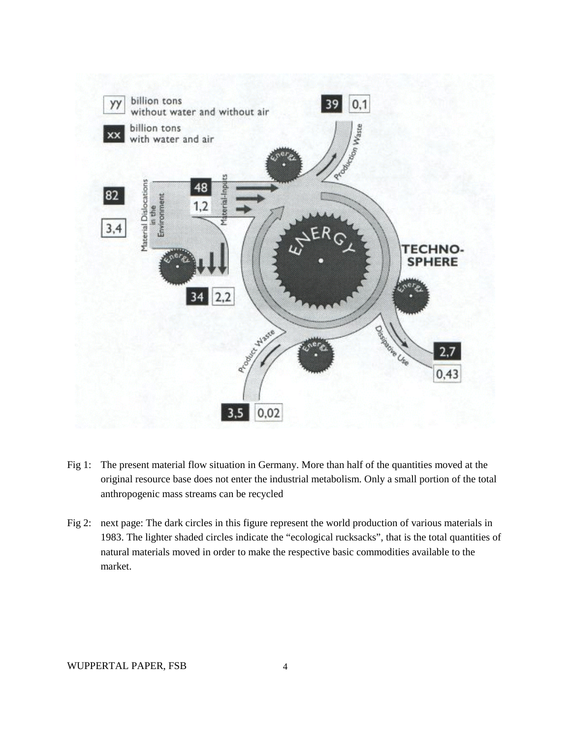yy billion tons without water and without air

xx billion tons with water and air

39 0,1

Production Waste

48

1,2

Material-Inputs

82

3,4

Material Dislocations in the Environment

34 2,2

ENERGY

TECHNO-SPHERE

Dissipative Use

2,7

0,43

Product Waste

3,5 0,02

Fig 1: The present material flow situation in Germany. More than half of the quantities moved at the original resource base does not enter the industrial metabolism. Only a small portion of the total anthropogenic mass streams can be recycled

Fig 2: next page: The dark circles in this figure represent the world production of various materials in 1983. The lighter shaded circles indicate the "ecological rucksacks", that is the total quantities of natural materials moved in order to make the respective basic commodities available to the market.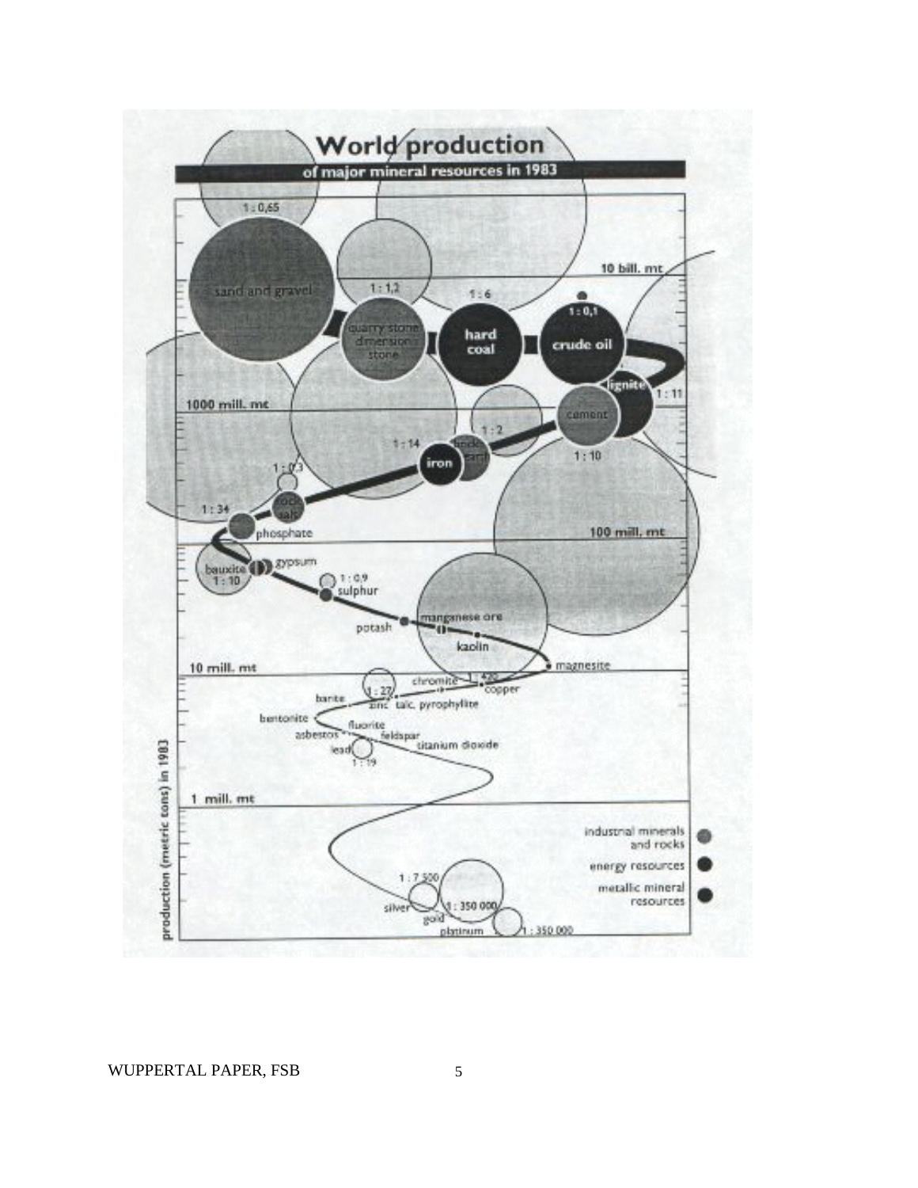# World production

## of major mineral resources in 1983

10 bill. mt

1000 mill. mt

100 mill. mt

10 mill. mt

1 mill. mt

production (metric tons) in 1983

1 : 0,65

sand and gravel

1 : 1,2

quarry stone dimension stone

1 : 6

hard coal

1 : 0,1

crude oil

lignite

1 : 11

cement

1 : 10

1 : 2

1 : 14

iron

rock salt

1 : 0,3

rock salt

1 : 34

phosphate

bauxite 1 : 10

gypsum

1 : 0,9

sulphur

manganese ore

potash

kaolin

magnesite

chromite

1 : 420

copper

1 : 27

barite

zinc

talc, pyrophyllite

bentonite

fluorite

asbestos

feldspar

titanium dioxide

lead

1 : 19

1 : 7 500

silver

1 : 350 000

gold

platinum

1 : 350 000

industrial minerals and rocks

energy resources

metallic mineral resources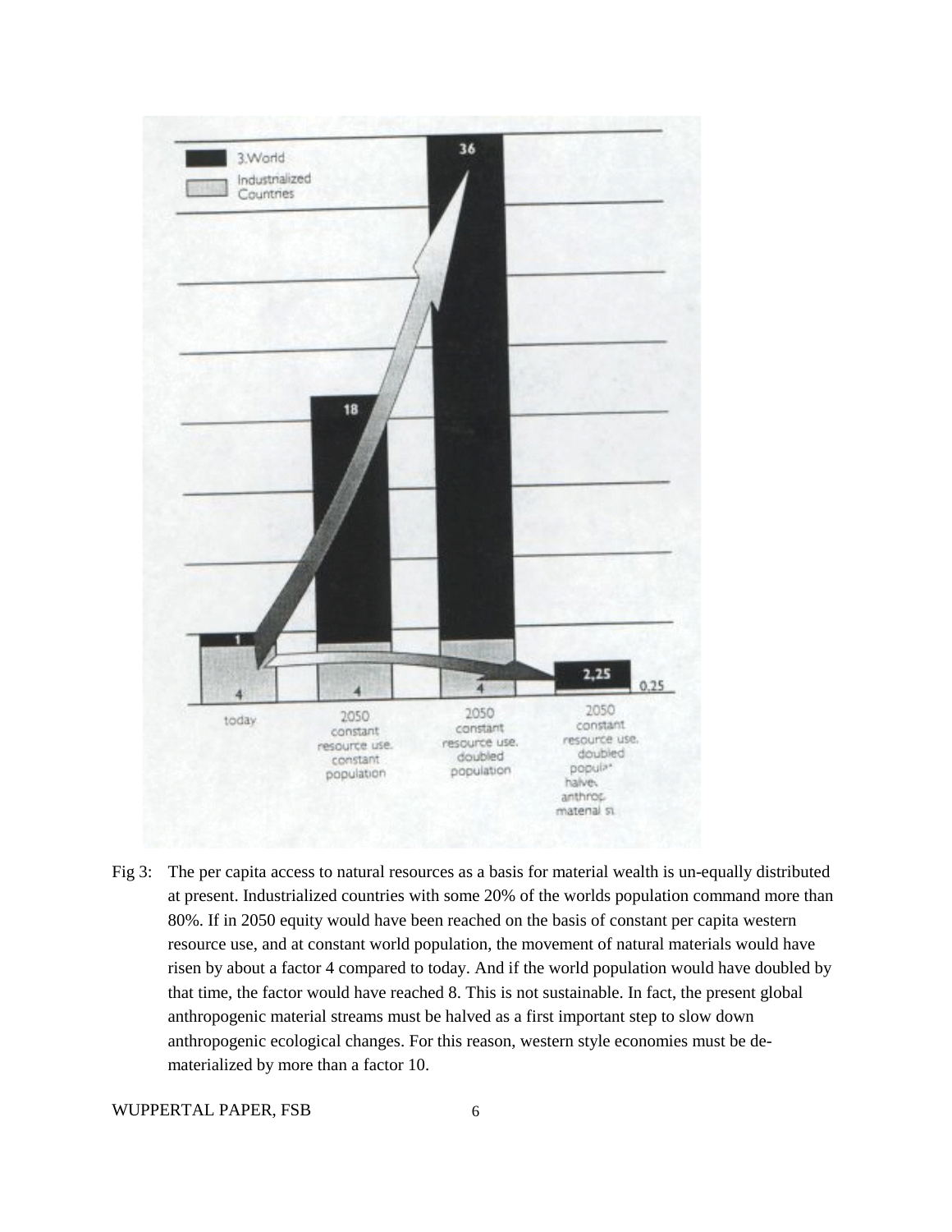Fig 3: The per capita access to natural resources as a basis for material wealth is un-equally distributed at present. Industrialized countries with some 20% of the worlds population command more than 80%. If in 2050 equity would have been reached on the basis of constant per capita western resource use, and at constant world population, the movement of natural materials would have risen by about a factor 4 compared to today. And if the world population would have doubled by that time, the factor would have reached 8. This is not sustainable. In fact, the present global anthropogenic material streams must be halved as a first important step to slow down anthropogenic ecological changes. For this reason, western style economies must be de-materialized by more than a factor 10.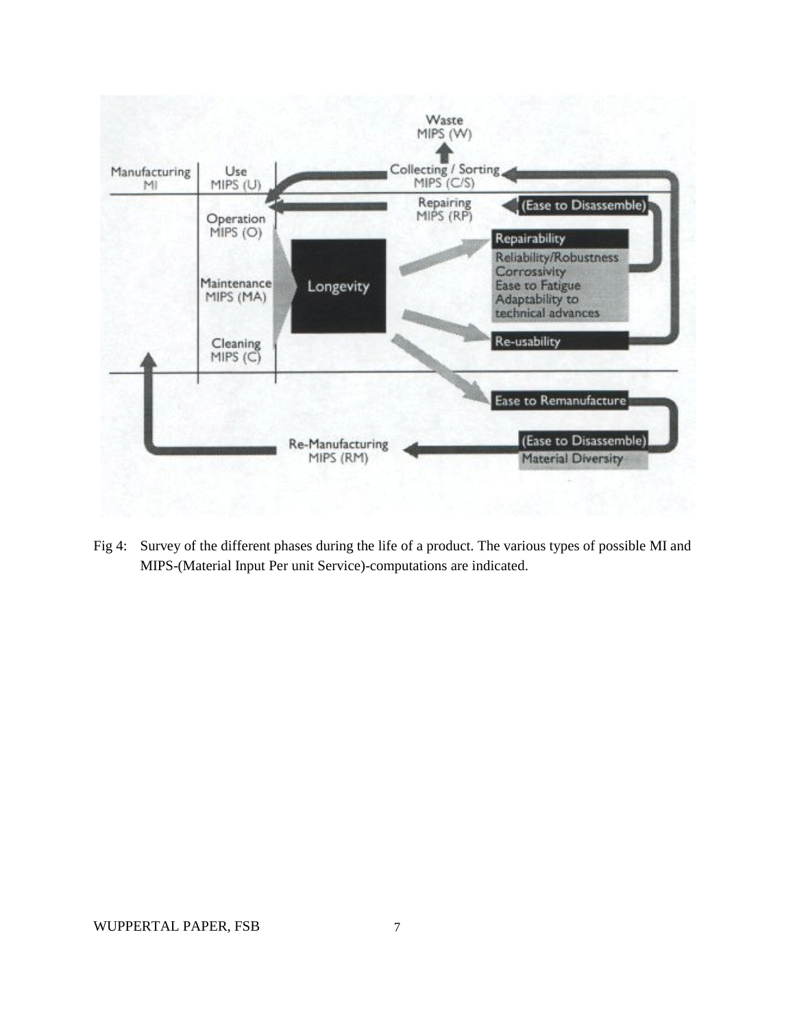Waste
MIPS (W)

Manufacturing
MI

Use
MIPS (U)

Collecting / Sorting
MIPS (C/S)

Repairing
MIPS (RP)

(Ease to Disassemble)

Operation
MIPS (O)

Maintenance
MIPS (MA)

Cleaning
MIPS (C)

Longevity

Repairability

Reliability/Robustness
Corrossivity
Ease to Fatigue
Adaptability to technical advances

Re-usability

Ease to Remanufacture

(Ease to Disassemble)
Material Diversity

Re-Manufacturing
MIPS (RM)

Fig 4: Survey of the different phases during the life of a product. The various types of possible MI and MIPS-(Material Input Per unit Service)-computations are indicated.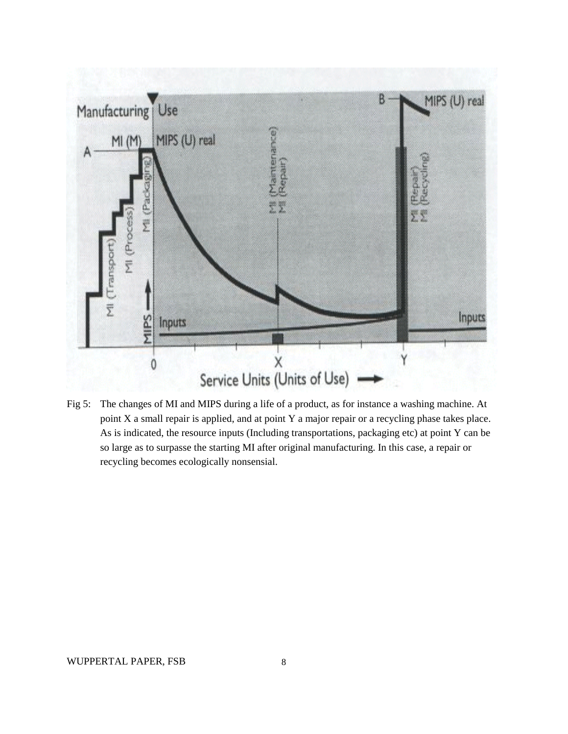Manufacturing

Use

MI (M)

MIPS (U) real

A

B

MIPS (U) real

MI (Transport)

MI (Process)

MI (Packaging)

MI (Maintenance)

MI (Repair)

MI (Repair)

MI (Recycling)

MIPS

Inputs

Inputs

0

X

Y

Service Units (Units of Use)

Fig 5: The changes of MI and MIPS during a life of a product, as for instance a washing machine. At point X a small repair is applied, and at point Y a major repair or a recycling phase takes place. As is indicated, the resource inputs (Including transportations, packaging etc) at point Y can be so large as to surpasse the starting MI after original manufacturing. In this case, a repair or recycling becomes ecologically nonsensial.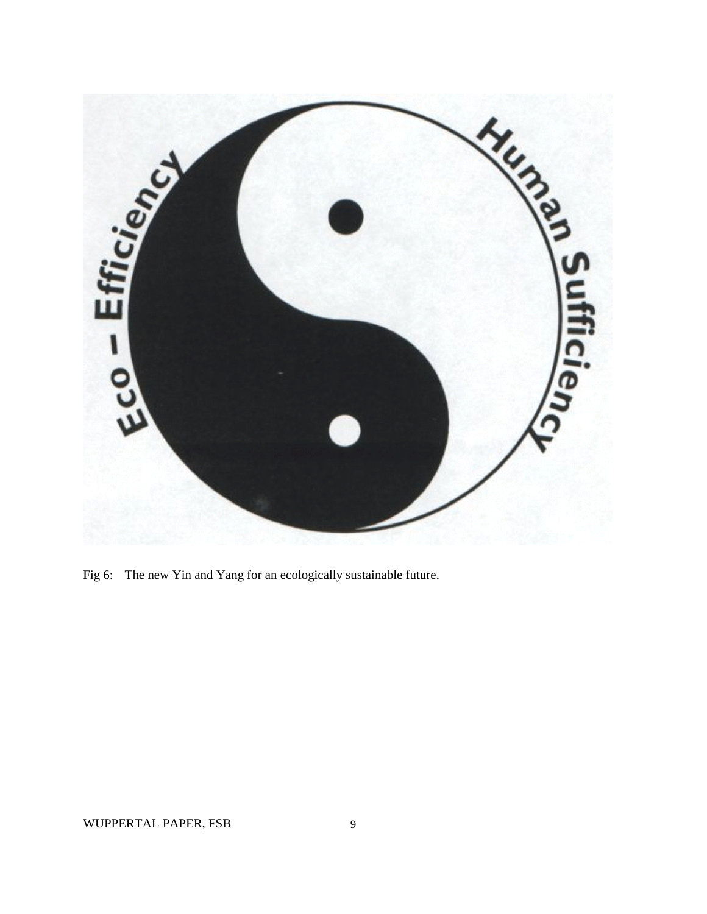Eco – Efficiency

Human Sufficiency

Fig 6: The new Yin and Yang for an ecologically sustainable future.